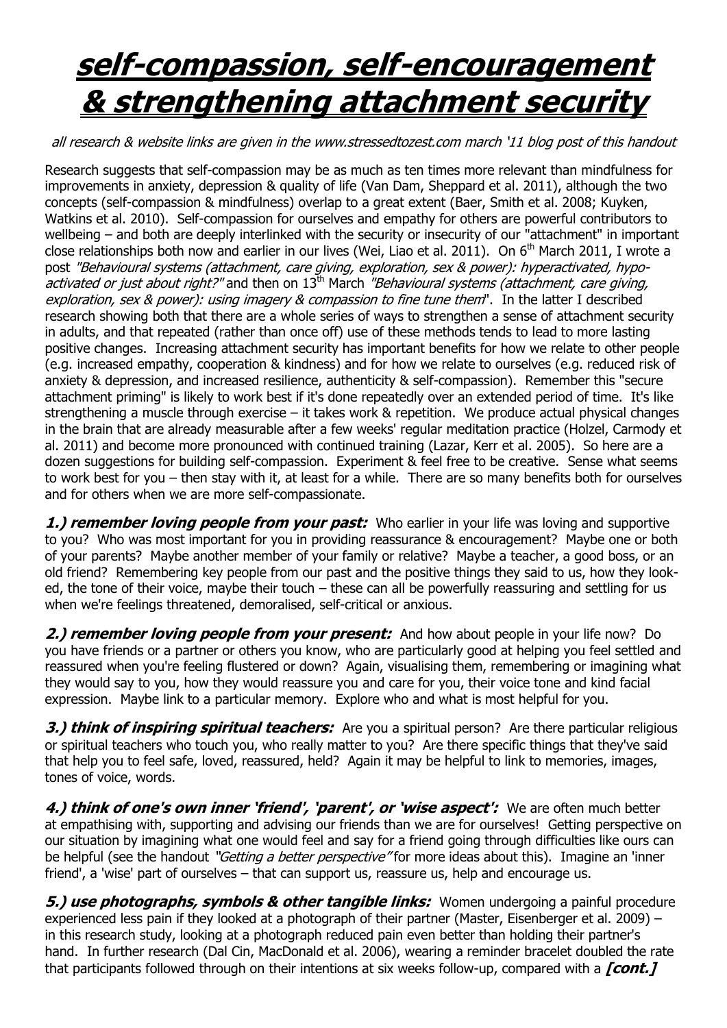# self-compassion, self-encouragement & strengthening attachment security

*all research & website links are given in the www.stressedtozest.com march '11 blog post of this handout*

Research suggests that self-compassion may be as much as ten times more relevant than mindfulness for improvements in anxiety, depression & quality of life (Van Dam, Sheppard et al. 2011), although the two concepts (self-compassion & mindfulness) overlap to a great extent (Baer, Smith et al. 2008; Kuyken, Watkins et al. 2010). Self-compassion for ourselves and empathy for others are powerful contributors to wellbeing – and both are deeply interlinked with the security or insecurity of our "attachment" in important close relationships both now and earlier in our lives (Wei, Liao et al. 2011). On 6th March 2011, I wrote a post *"Behavioural systems (attachment, care giving, exploration, sex & power): hyperactivated, hypo-activated or just about right?"* and then on 13th March *"Behavioural systems (attachment, care giving, exploration, sex & power): using imagery & compassion to fine tune them"*. In the latter I described research showing both that there are a whole series of ways to strengthen a sense of attachment security in adults, and that repeated (rather than once off) use of these methods tends to lead to more lasting positive changes. Increasing attachment security has important benefits for how we relate to other people (e.g. increased empathy, cooperation & kindness) and for how we relate to ourselves (e.g. reduced risk of anxiety & depression, and increased resilience, authenticity & self-compassion). Remember this "secure attachment priming" is likely to work best if it's done repeatedly over an extended period of time. It's like strengthening a muscle through exercise – it takes work & repetition. We produce actual physical changes in the brain that are already measurable after a few weeks' regular meditation practice (Holzel, Carmody et al. 2011) and become more pronounced with continued training (Lazar, Kerr et al. 2005). So here are a dozen suggestions for building self-compassion. Experiment & feel free to be creative. Sense what seems to work best for you – then stay with it, at least for a while. There are so many benefits both for ourselves and for others when we are more self-compassionate.

***1.) remember loving people from your past:*** Who earlier in your life was loving and supportive to you? Who was most important for you in providing reassurance & encouragement? Maybe one or both of your parents? Maybe another member of your family or relative? Maybe a teacher, a good boss, or an old friend? Remembering key people from our past and the positive things they said to us, how they looked, the tone of their voice, maybe their touch – these can all be powerfully reassuring and settling for us when we're feelings threatened, demoralised, self-critical or anxious.

***2.) remember loving people from your present:*** And how about people in your life now? Do you have friends or a partner or others you know, who are particularly good at helping you feel settled and reassured when you're feeling flustered or down? Again, visualising them, remembering or imagining what they would say to you, how they would reassure you and care for you, their voice tone and kind facial expression. Maybe link to a particular memory. Explore who and what is most helpful for you.

***3.) think of inspiring spiritual teachers:*** Are you a spiritual person? Are there particular religious or spiritual teachers who touch you, who really matter to you? Are there specific things that they've said that help you to feel safe, loved, reassured, held? Again it may be helpful to link to memories, images, tones of voice, words.

***4.) think of one's own inner 'friend', 'parent', or 'wise aspect':*** We are often much better at empathising with, supporting and advising our friends than we are for ourselves! Getting perspective on our situation by imagining what one would feel and say for a friend going through difficulties like ours can be helpful (see the handout *"Getting a better perspective"* for more ideas about this). Imagine an 'inner friend', a 'wise' part of ourselves – that can support us, reassure us, help and encourage us.

***5.) use photographs, symbols & other tangible links:*** Women undergoing a painful procedure experienced less pain if they looked at a photograph of their partner (Master, Eisenberger et al. 2009) – in this research study, looking at a photograph reduced pain even better than holding their partner's hand. In further research (Dal Cin, MacDonald et al. 2006), wearing a reminder bracelet doubled the rate that participants followed through on their intentions at six weeks follow-up, compared with a ***[cont.]***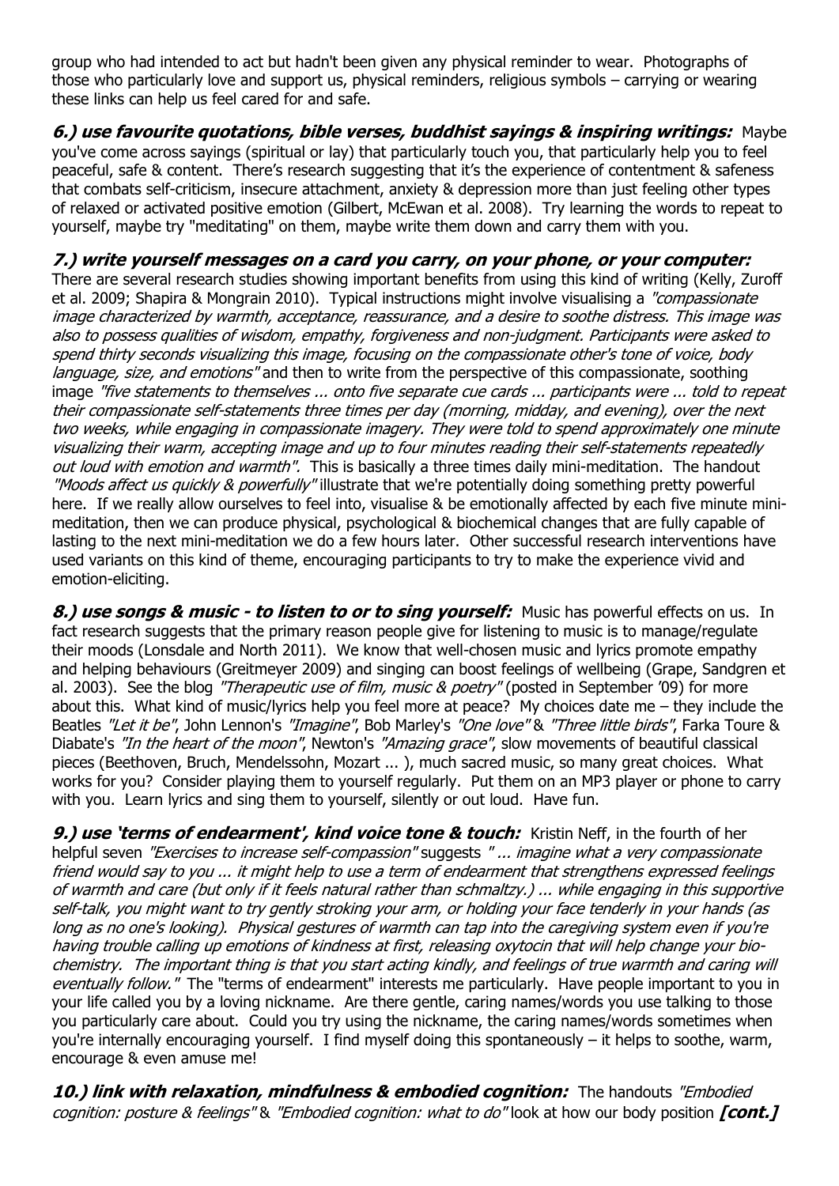group who had intended to act but hadn't been given any physical reminder to wear. Photographs of those who particularly love and support us, physical reminders, religious symbols – carrying or wearing these links can help us feel cared for and safe.

***6.) use favourite quotations, bible verses, buddhist sayings & inspiring writings:*** Maybe you've come across sayings (spiritual or lay) that particularly touch you, that particularly help you to feel peaceful, safe & content. There's research suggesting that it's the experience of contentment & safeness that combats self-criticism, insecure attachment, anxiety & depression more than just feeling other types of relaxed or activated positive emotion (Gilbert, McEwan et al. 2008). Try learning the words to repeat to yourself, maybe try "meditating" on them, maybe write them down and carry them with you.

***7.) write yourself messages on a card you carry, on your phone, or your computer:*** There are several research studies showing important benefits from using this kind of writing (Kelly, Zuroff et al. 2009; Shapira & Mongrain 2010). Typical instructions might involve visualising a *"compassionate image characterized by warmth, acceptance, reassurance, and a desire to soothe distress. This image was also to possess qualities of wisdom, empathy, forgiveness and non-judgment. Participants were asked to spend thirty seconds visualizing this image, focusing on the compassionate other's tone of voice, body language, size, and emotions"* and then to write from the perspective of this compassionate, soothing image *"five statements to themselves ... onto five separate cue cards ... participants were ... told to repeat their compassionate self-statements three times per day (morning, midday, and evening), over the next two weeks, while engaging in compassionate imagery. They were told to spend approximately one minute visualizing their warm, accepting image and up to four minutes reading their self-statements repeatedly out loud with emotion and warmth".* This is basically a three times daily mini-meditation. The handout *"Moods affect us quickly & powerfully"* illustrate that we're potentially doing something pretty powerful here. If we really allow ourselves to feel into, visualise & be emotionally affected by each five minute mini-meditation, then we can produce physical, psychological & biochemical changes that are fully capable of lasting to the next mini-meditation we do a few hours later. Other successful research interventions have used variants on this kind of theme, encouraging participants to try to make the experience vivid and emotion-eliciting.

***8.) use songs & music - to listen to or to sing yourself:*** Music has powerful effects on us. In fact research suggests that the primary reason people give for listening to music is to manage/regulate their moods (Lonsdale and North 2011). We know that well-chosen music and lyrics promote empathy and helping behaviours (Greitmeyer 2009) and singing can boost feelings of wellbeing (Grape, Sandgren et al. 2003). See the blog *"Therapeutic use of film, music & poetry"* (posted in September '09) for more about this. What kind of music/lyrics help you feel more at peace? My choices date me – they include the Beatles *"Let it be"*, John Lennon's *"Imagine"*, Bob Marley's *"One love"* & *"Three little birds"*, Farka Toure & Diabate's *"In the heart of the moon"*, Newton's *"Amazing grace"*, slow movements of beautiful classical pieces (Beethoven, Bruch, Mendelssohn, Mozart ... ), much sacred music, so many great choices. What works for you? Consider playing them to yourself regularly. Put them on an MP3 player or phone to carry with you. Learn lyrics and sing them to yourself, silently or out loud. Have fun.

***9.) use 'terms of endearment', kind voice tone & touch:*** Kristin Neff, in the fourth of her helpful seven *"Exercises to increase self-compassion"* suggests *" ... imagine what a very compassionate friend would say to you ... it might help to use a term of endearment that strengthens expressed feelings of warmth and care (but only if it feels natural rather than schmaltzy.) ... while engaging in this supportive self-talk, you might want to try gently stroking your arm, or holding your face tenderly in your hands (as long as no one's looking). Physical gestures of warmth can tap into the caregiving system even if you're having trouble calling up emotions of kindness at first, releasing oxytocin that will help change your bio-chemistry. The important thing is that you start acting kindly, and feelings of true warmth and caring will eventually follow."* The "terms of endearment" interests me particularly. Have people important to you in your life called you by a loving nickname. Are there gentle, caring names/words you use talking to those you particularly care about. Could you try using the nickname, the caring names/words sometimes when you're internally encouraging yourself. I find myself doing this spontaneously – it helps to soothe, warm, encourage & even amuse me!

***10.) link with relaxation, mindfulness & embodied cognition:*** The handouts *"Embodied cognition: posture & feelings"* & *"Embodied cognition: what to do"* look at how our body position ***[cont.]***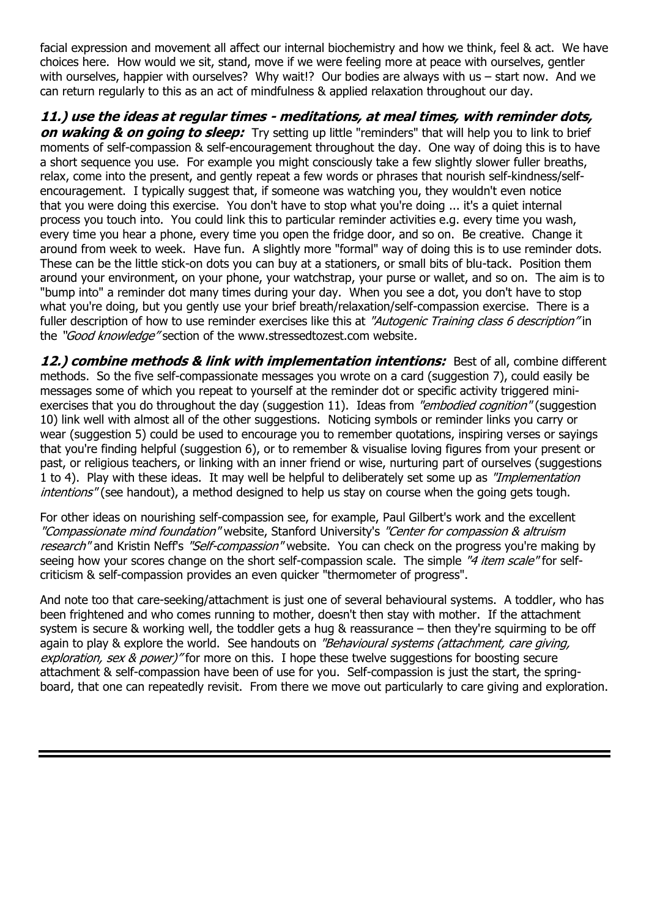facial expression and movement all affect our internal biochemistry and how we think, feel & act. We have choices here. How would we sit, stand, move if we were feeling more at peace with ourselves, gentler with ourselves, happier with ourselves? Why wait!? Our bodies are always with us – start now. And we can return regularly to this as an act of mindfulness & applied relaxation throughout our day.

***11.) use the ideas at regular times - meditations, at meal times, with reminder dots, on waking & on going to sleep:*** Try setting up little "reminders" that will help you to link to brief moments of self-compassion & self-encouragement throughout the day. One way of doing this is to have a short sequence you use. For example you might consciously take a few slightly slower fuller breaths, relax, come into the present, and gently repeat a few words or phrases that nourish self-kindness/self-encouragement. I typically suggest that, if someone was watching you, they wouldn't even notice that you were doing this exercise. You don't have to stop what you're doing ... it's a quiet internal process you touch into. You could link this to particular reminder activities e.g. every time you wash, every time you hear a phone, every time you open the fridge door, and so on. Be creative. Change it around from week to week. Have fun. A slightly more "formal" way of doing this is to use reminder dots. These can be the little stick-on dots you can buy at a stationers, or small bits of blu-tack. Position them around your environment, on your phone, your watchstrap, your purse or wallet, and so on. The aim is to "bump into" a reminder dot many times during your day. When you see a dot, you don't have to stop what you're doing, but you gently use your brief breath/relaxation/self-compassion exercise. There is a fuller description of how to use reminder exercises like this at *"Autogenic Training class 6 description"* in the *"Good knowledge"* section of the www.stressedtozest.com website.

***12.) combine methods & link with implementation intentions:*** Best of all, combine different methods. So the five self-compassionate messages you wrote on a card (suggestion 7), could easily be messages some of which you repeat to yourself at the reminder dot or specific activity triggered mini-exercises that you do throughout the day (suggestion 11). Ideas from *"embodied cognition"* (suggestion 10) link well with almost all of the other suggestions. Noticing symbols or reminder links you carry or wear (suggestion 5) could be used to encourage you to remember quotations, inspiring verses or sayings that you're finding helpful (suggestion 6), or to remember & visualise loving figures from your present or past, or religious teachers, or linking with an inner friend or wise, nurturing part of ourselves (suggestions 1 to 4). Play with these ideas. It may well be helpful to deliberately set some up as *"Implementation intentions"* (see handout), a method designed to help us stay on course when the going gets tough.

For other ideas on nourishing self-compassion see, for example, Paul Gilbert's work and the excellent *"Compassionate mind foundation"* website, Stanford University's *"Center for compassion & altruism research"* and Kristin Neff's *"Self-compassion"* website. You can check on the progress you're making by seeing how your scores change on the short self-compassion scale. The simple *"4 item scale"* for self-criticism & self-compassion provides an even quicker "thermometer of progress".

And note too that care-seeking/attachment is just one of several behavioural systems. A toddler, who has been frightened and who comes running to mother, doesn't then stay with mother. If the attachment system is secure & working well, the toddler gets a hug & reassurance – then they're squirming to be off again to play & explore the world. See handouts on *"Behavioural systems (attachment, care giving, exploration, sex & power)"* for more on this. I hope these twelve suggestions for boosting secure attachment & self-compassion have been of use for you. Self-compassion is just the start, the spring-board, that one can repeatedly revisit. From there we move out particularly to care giving and exploration.